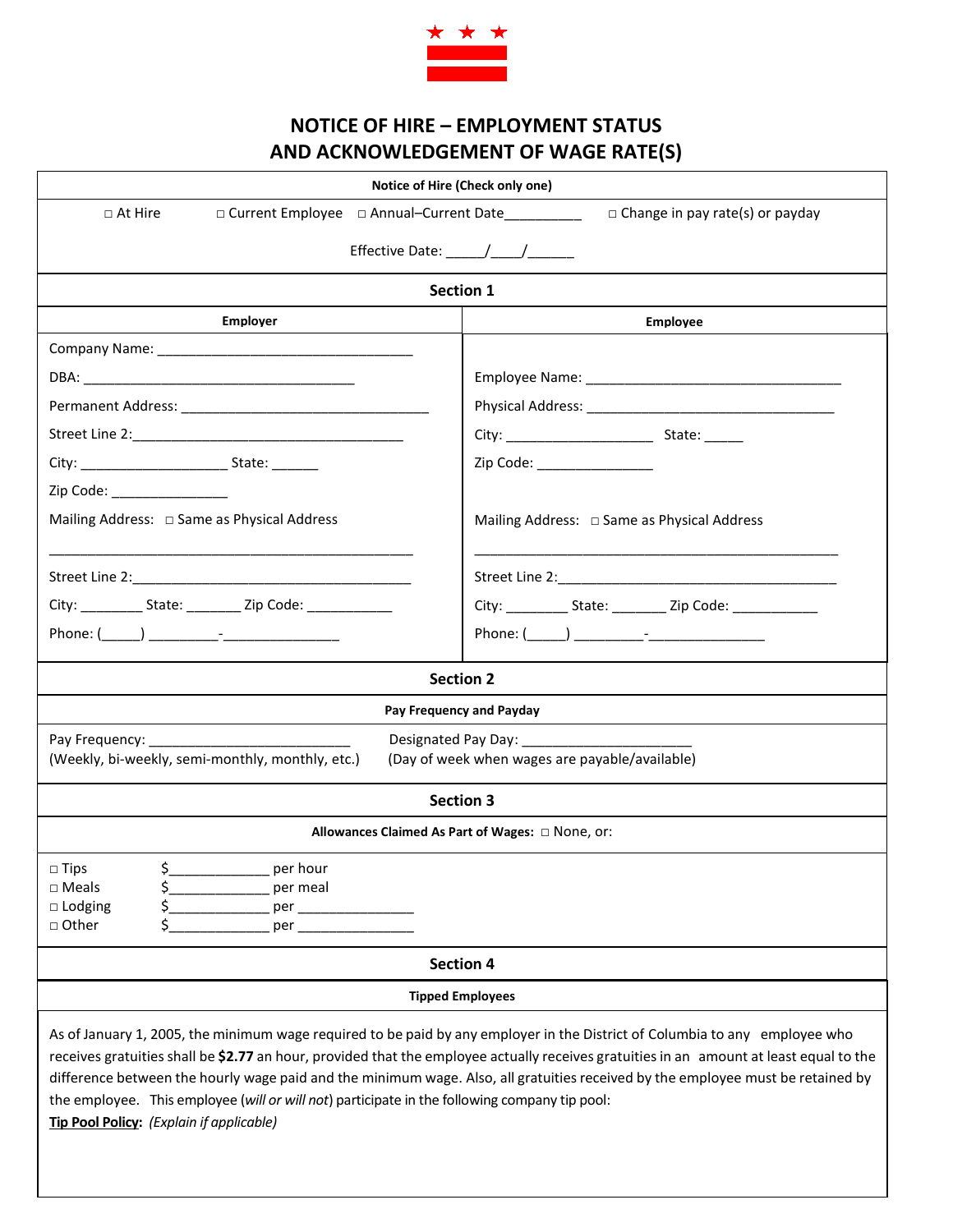# NOTICE OF HIRE – EMPLOYMENT STATUS AND ACKNOWLEDGEMENT OF WAGE RATE(S)

**Notice of Hire (Check only one)**

□ At Hire □ Current Employee □ Annual–Current Date__________ □ Change in pay rate(s) or payday

Effective Date: _____/____/______

## Section 1

| Employer | Employee |
|---|---|
| Company Name: __________________________________ | |
| DBA: ____________________________________ | Employee Name: __________________________________ |
| Permanent Address: _________________________________ | Physical Address: _________________________________ |
| Street Line 2:____________________________________ | City: ___________________ State: _____ |
| City: ___________________ State: ______ | Zip Code: _______________ |
| Zip Code: _______________ | |
| Mailing Address: □ Same as Physical Address | Mailing Address: □ Same as Physical Address |
| _____________________________________________ | _____________________________________________ |
| Street Line 2:____________________________________ | Street Line 2:____________________________________ |
| City: ________ State: _______ Zip Code: ___________ | City: ________ State: _______ Zip Code: ___________ |
| Phone: (_____) _________-_______________ | Phone: (_____) _________-_______________ |

## Section 2

**Pay Frequency and Payday**

Pay Frequency: __________________________
(Weekly, bi-weekly, semi-monthly, monthly, etc.)

Designated Pay Day: ______________________
(Day of week when wages are payable/available)

## Section 3

**Allowances Claimed As Part of Wages:** □ None, or:

□ Tips $_____________ per hour
□ Meals $_____________ per meal
□ Lodging $_____________ per _______________
□ Other $_____________ per _______________

## Section 4

**Tipped Employees**

As of January 1, 2005, the minimum wage required to be paid by any employer in the District of Columbia to any employee who receives gratuities shall be **$2.77** an hour, provided that the employee actually receives gratuities in an amount at least equal to the difference between the hourly wage paid and the minimum wage. Also, all gratuities received by the employee must be retained by the employee. This employee (*will or will not*) participate in the following company tip pool:

**Tip Pool Policy:** *(Explain if applicable)*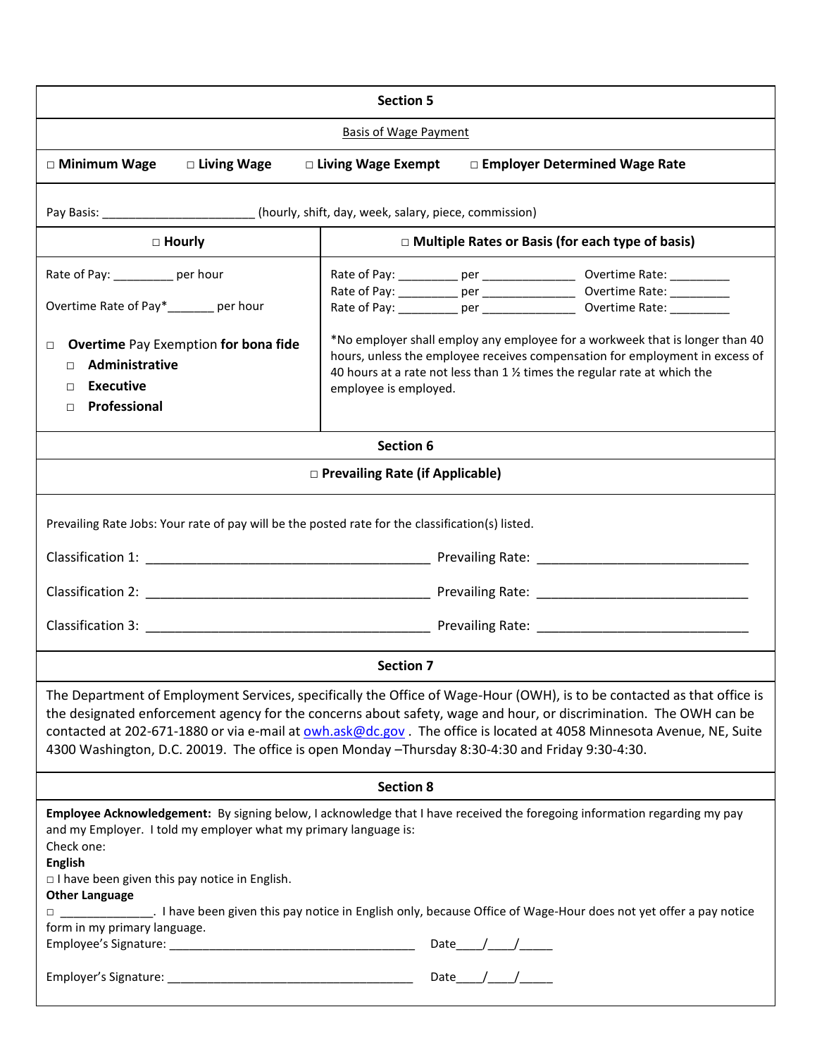## Section 5

Basis of Wage Payment

□ **Minimum Wage** □ **Living Wage** □ **Living Wage Exempt** □ **Employer Determined Wage Rate**

Pay Basis: _______________________ (hourly, shift, day, week, salary, piece, commission)

| □ **Hourly** | □ **Multiple Rates or Basis (for each type of basis)** |
|---|---|
| Rate of Pay: _________ per hour<br><br>Overtime Rate of Pay*_______ per hour<br><br>□ **Overtime** Pay **Exemption for bona fide**<br>□ **Administrative**<br>□ **Executive**<br>□ **Professional** | Rate of Pay: _________ per ______________ Overtime Rate: _________<br>Rate of Pay: _________ per ______________ Overtime Rate: _________<br>Rate of Pay: _________ per ______________ Overtime Rate: _________<br><br>*No employer shall employ any employee for a workweek that is longer than 40 hours, unless the employee receives compensation for employment in excess of 40 hours at a rate not less than 1 ½ times the regular rate at which the employee is employed. |

## Section 6

□ **Prevailing Rate (if Applicable)**

Prevailing Rate Jobs: Your rate of pay will be the posted rate for the classification(s) listed.

Classification 1: ________________________________________ Prevailing Rate: _____________________________

Classification 2: ________________________________________ Prevailing Rate: _____________________________

Classification 3: ________________________________________ Prevailing Rate: _____________________________

## Section 7

The Department of Employment Services, specifically the Office of Wage-Hour (OWH), is to be contacted as that office is the designated enforcement agency for the concerns about safety, wage and hour, or discrimination. The OWH can be contacted at 202-671-1880 or via e-mail at owh.ask@dc.gov . The office is located at 4058 Minnesota Avenue, NE, Suite 4300 Washington, D.C. 20019. The office is open Monday –Thursday 8:30-4:30 and Friday 9:30-4:30.

## Section 8

**Employee Acknowledgement:** By signing below, I acknowledge that I have received the foregoing information regarding my pay and my Employer. I told my employer what my primary language is:

Check one:

**English**

□ I have been given this pay notice in English.

**Other Language**

□ ______________. I have been given this pay notice in English only, because Office of Wage-Hour does not yet offer a pay notice form in my primary language.

Employee's Signature: ____________________________________ Date____/____/_____

Employer's Signature: ____________________________________ Date____/____/_____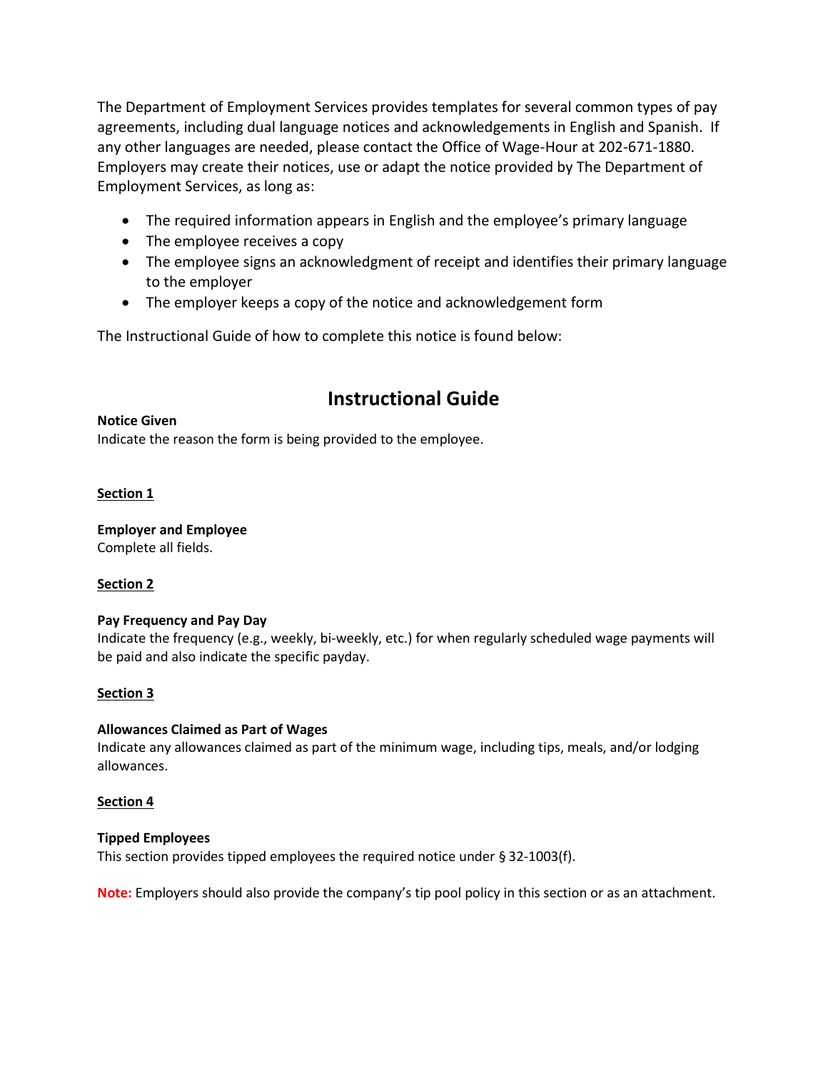The Department of Employment Services provides templates for several common types of pay agreements, including dual language notices and acknowledgements in English and Spanish. If any other languages are needed, please contact the Office of Wage-Hour at 202-671-1880. Employers may create their notices, use or adapt the notice provided by The Department of Employment Services, as long as:

- The required information appears in English and the employee's primary language
- The employee receives a copy
- The employee signs an acknowledgment of receipt and identifies their primary language to the employer
- The employer keeps a copy of the notice and acknowledgement form

The Instructional Guide of how to complete this notice is found below:

## Instructional Guide

**Notice Given**
Indicate the reason the form is being provided to the employee.

**Section 1**

**Employer and Employee**
Complete all fields.

**Section 2**

**Pay Frequency and Pay Day**
Indicate the frequency (e.g., weekly, bi-weekly, etc.) for when regularly scheduled wage payments will be paid and also indicate the specific payday.

**Section 3**

**Allowances Claimed as Part of Wages**
Indicate any allowances claimed as part of the minimum wage, including tips, meals, and/or lodging allowances.

**Section 4**

**Tipped Employees**
This section provides tipped employees the required notice under § 32-1003(f).

**Note:** Employers should also provide the company's tip pool policy in this section or as an attachment.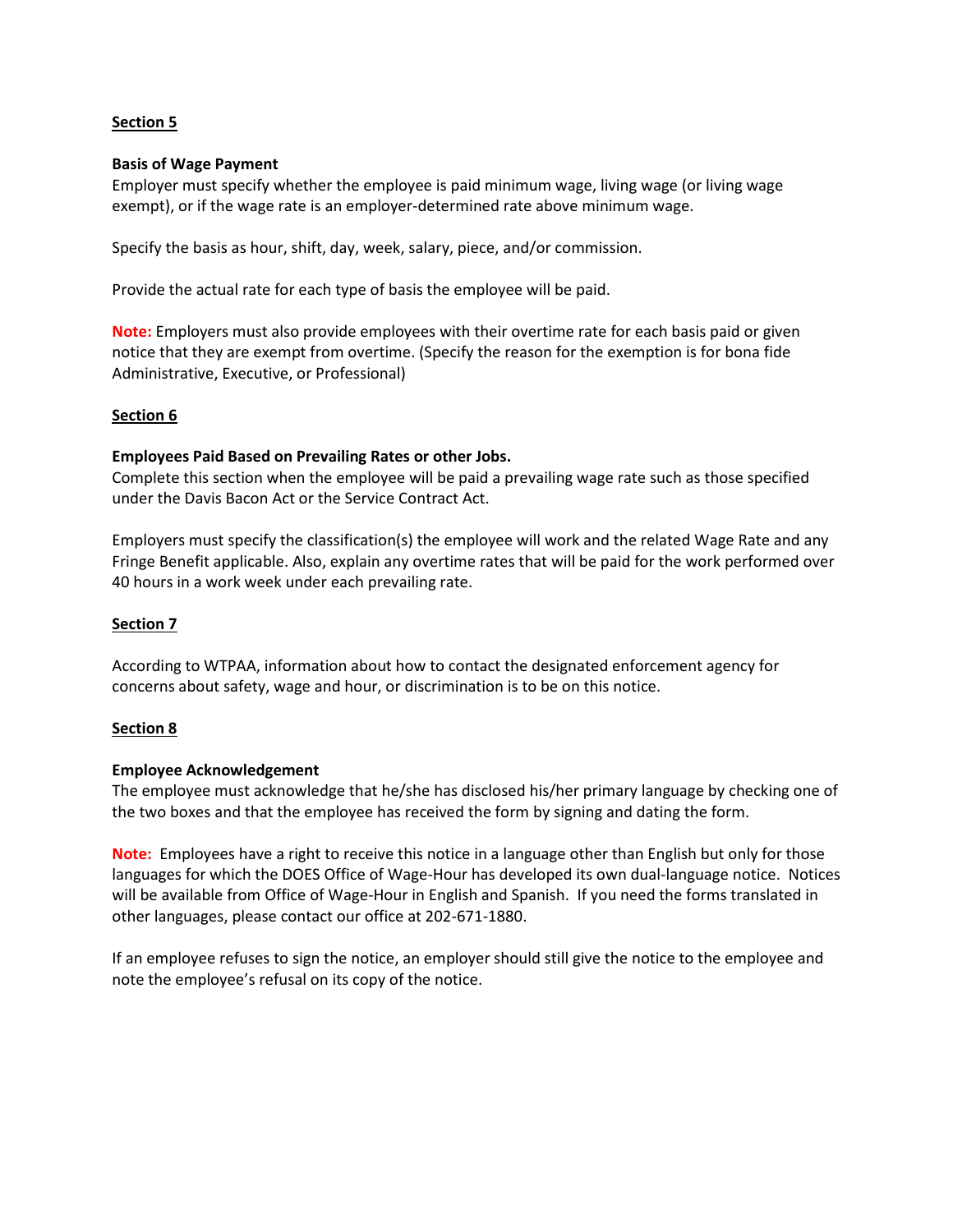## Section 5

**Basis of Wage Payment**
Employer must specify whether the employee is paid minimum wage, living wage (or living wage exempt), or if the wage rate is an employer-determined rate above minimum wage.

Specify the basis as hour, shift, day, week, salary, piece, and/or commission.

Provide the actual rate for each type of basis the employee will be paid.

**Note:** Employers must also provide employees with their overtime rate for each basis paid or given notice that they are exempt from overtime. (Specify the reason for the exemption is for bona fide Administrative, Executive, or Professional)

## Section 6

**Employees Paid Based on Prevailing Rates or other Jobs.**
Complete this section when the employee will be paid a prevailing wage rate such as those specified under the Davis Bacon Act or the Service Contract Act.

Employers must specify the classification(s) the employee will work and the related Wage Rate and any Fringe Benefit applicable. Also, explain any overtime rates that will be paid for the work performed over 40 hours in a work week under each prevailing rate.

## Section 7

According to WTPAA, information about how to contact the designated enforcement agency for concerns about safety, wage and hour, or discrimination is to be on this notice.

## Section 8

**Employee Acknowledgement**
The employee must acknowledge that he/she has disclosed his/her primary language by checking one of the two boxes and that the employee has received the form by signing and dating the form.

**Note:** Employees have a right to receive this notice in a language other than English but only for those languages for which the DOES Office of Wage-Hour has developed its own dual-language notice. Notices will be available from Office of Wage-Hour in English and Spanish. If you need the forms translated in other languages, please contact our office at 202-671-1880.

If an employee refuses to sign the notice, an employer should still give the notice to the employee and note the employee's refusal on its copy of the notice.